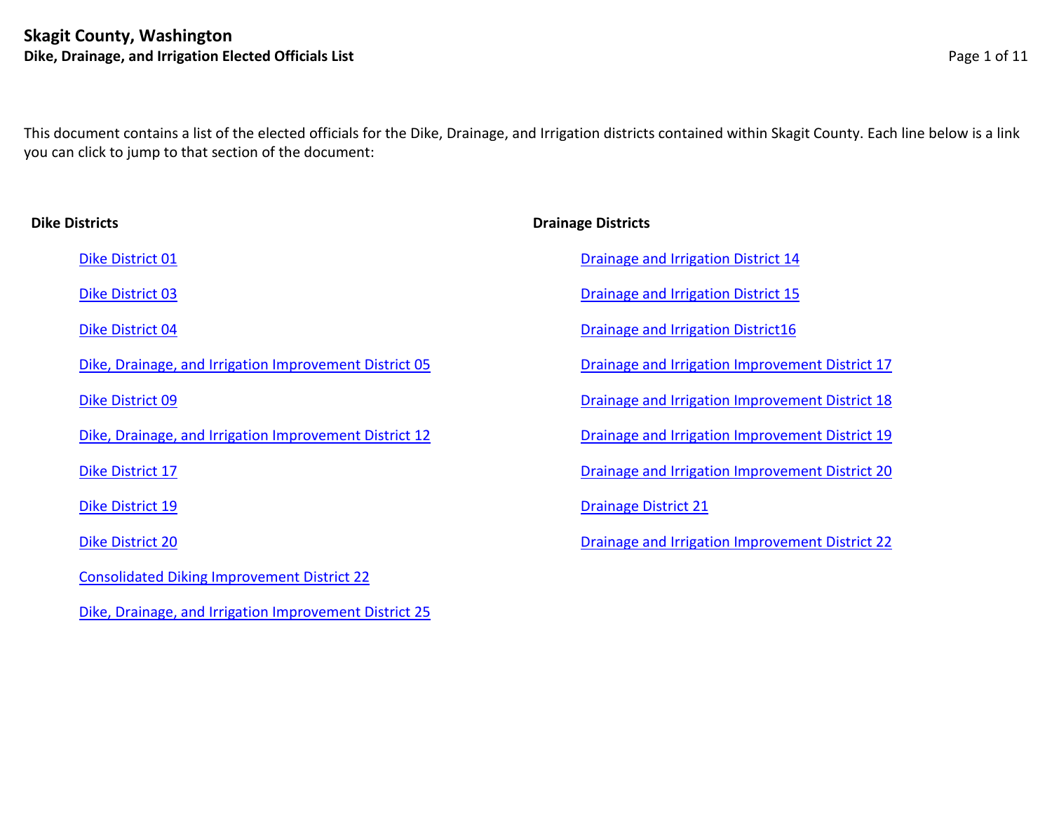# Skagit County, Washington

## Dike, Drainage, and Irrigation Elected Officials List

This document contains a list of the elected officials for the Dike, Drainage, and Irrigation districts contained within Skagit County. Each line below is a link you can click to jump to that section of the document:

### Dike Districts

- Dike District 01
- Dike District 03
- Dike District 04
- Dike, Drainage, and Irrigation Improvement District 05
- Dike District 09
- Dike, Drainage, and Irrigation Improvement District 12
- Dike District 17
- Dike District 19
- Dike District 20
- Consolidated Diking Improvement District 22
- Dike, Drainage, and Irrigation Improvement District 25

### Drainage Districts

- Drainage and Irrigation District 14
- Drainage and Irrigation District 15
- Drainage and Irrigation District16
- Drainage and Irrigation Improvement District 17
- Drainage and Irrigation Improvement District 18
- Drainage and Irrigation Improvement District 19
- Drainage and Irrigation Improvement District 20
- Drainage District 21
- Drainage and Irrigation Improvement District 22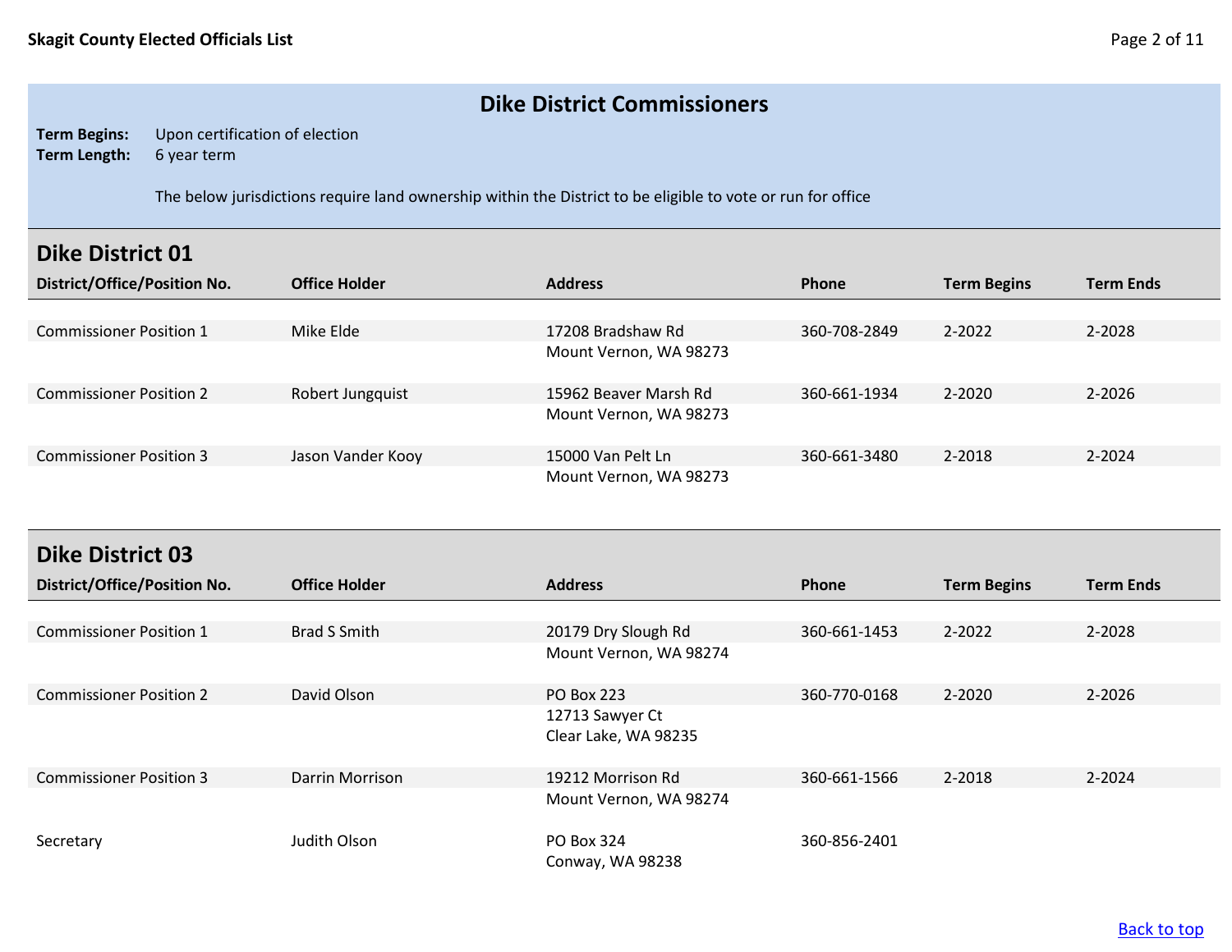## Dike District Commissioners

**Term Begins:** Upon certification of election
**Term Length:** 6 year term

The below jurisdictions require land ownership within the District to be eligible to vote or run for office

### Dike District 01

| District/Office/Position No. | Office Holder | Address | Phone | Term Begins | Term Ends |
|---|---|---|---|---|---|
| Commissioner Position 1 | Mike Elde | 17208 Bradshaw Rd<br>Mount Vernon, WA 98273 | 360-708-2849 | 2-2022 | 2-2028 |
| Commissioner Position 2 | Robert Jungquist | 15962 Beaver Marsh Rd<br>Mount Vernon, WA 98273 | 360-661-1934 | 2-2020 | 2-2026 |
| Commissioner Position 3 | Jason Vander Kooy | 15000 Van Pelt Ln<br>Mount Vernon, WA 98273 | 360-661-3480 | 2-2018 | 2-2024 |

### Dike District 03

| District/Office/Position No. | Office Holder | Address | Phone | Term Begins | Term Ends |
|---|---|---|---|---|---|
| Commissioner Position 1 | Brad S Smith | 20179 Dry Slough Rd<br>Mount Vernon, WA 98274 | 360-661-1453 | 2-2022 | 2-2028 |
| Commissioner Position 2 | David Olson | PO Box 223<br>12713 Sawyer Ct<br>Clear Lake, WA 98235 | 360-770-0168 | 2-2020 | 2-2026 |
| Commissioner Position 3 | Darrin Morrison | 19212 Morrison Rd<br>Mount Vernon, WA 98274 | 360-661-1566 | 2-2018 | 2-2024 |
| Secretary | Judith Olson | PO Box 324<br>Conway, WA 98238 | 360-856-2401 | | |

Back to top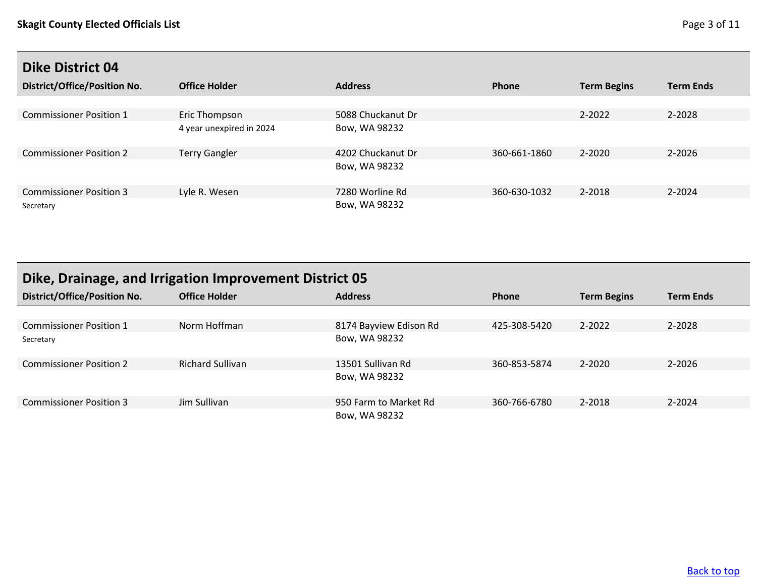## Dike District 04

| District/Office/Position No. | Office Holder | Address | Phone | Term Begins | Term Ends |
|---|---|---|---|---|---|
| Commissioner Position 1 | Eric Thompson<br>4 year unexpired in 2024 | 5088 Chuckanut Dr<br>Bow, WA 98232 | | 2-2022 | 2-2028 |
| Commissioner Position 2 | Terry Gangler | 4202 Chuckanut Dr<br>Bow, WA 98232 | 360-661-1860 | 2-2020 | 2-2026 |
| Commissioner Position 3<br>Secretary | Lyle R. Wesen | 7280 Worline Rd<br>Bow, WA 98232 | 360-630-1032 | 2-2018 | 2-2024 |

## Dike, Drainage, and Irrigation Improvement District 05

| District/Office/Position No. | Office Holder | Address | Phone | Term Begins | Term Ends |
|---|---|---|---|---|---|
| Commissioner Position 1<br>Secretary | Norm Hoffman | 8174 Bayview Edison Rd<br>Bow, WA 98232 | 425-308-5420 | 2-2022 | 2-2028 |
| Commissioner Position 2 | Richard Sullivan | 13501 Sullivan Rd<br>Bow, WA 98232 | 360-853-5874 | 2-2020 | 2-2026 |
| Commissioner Position 3 | Jim Sullivan | 950 Farm to Market Rd<br>Bow, WA 98232 | 360-766-6780 | 2-2018 | 2-2024 |

Back to top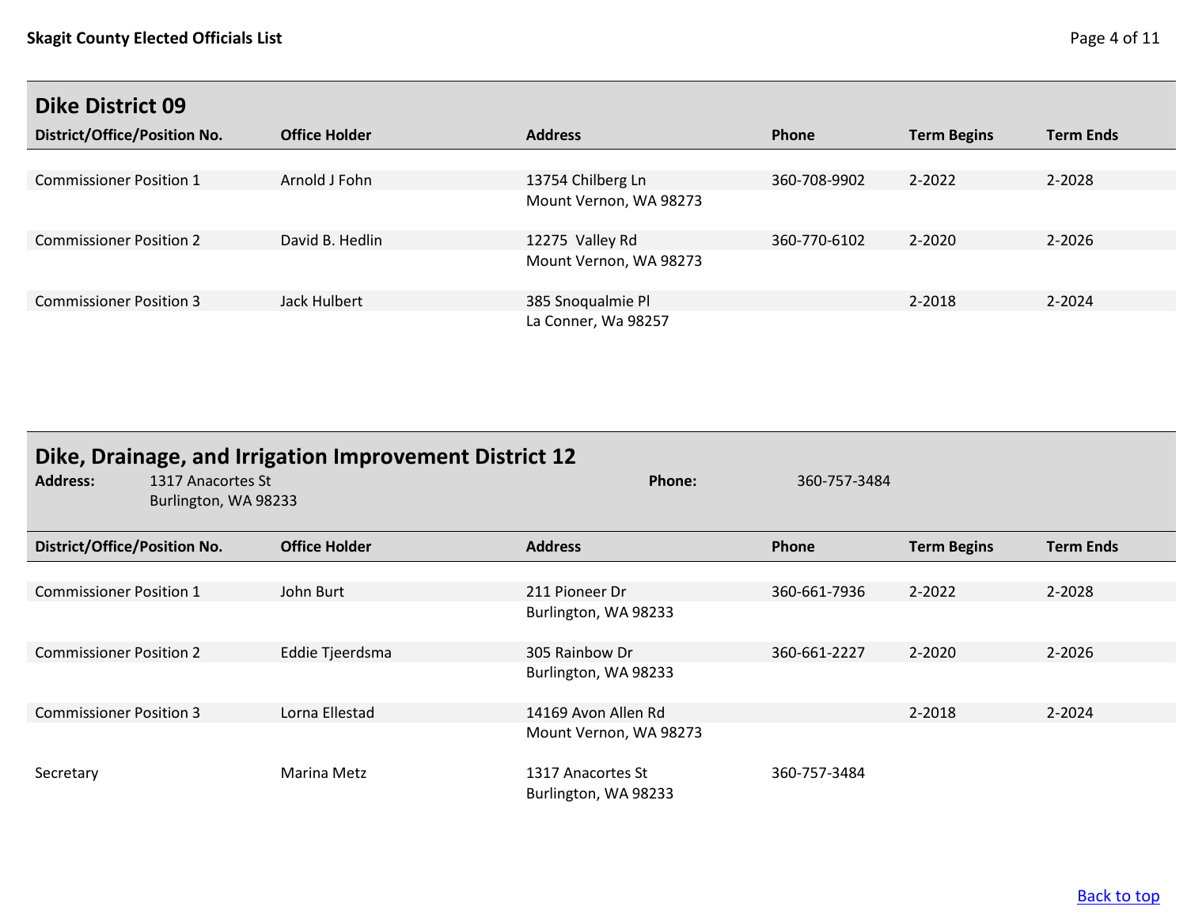## Dike District 09

| District/Office/Position No. | Office Holder | Address | Phone | Term Begins | Term Ends |
|---|---|---|---|---|---|
| Commissioner Position 1 | Arnold J Fohn | 13754 Chilberg Ln<br>Mount Vernon, WA 98273 | 360-708-9902 | 2-2022 | 2-2028 |
| Commissioner Position 2 | David B. Hedlin | 12275 Valley Rd<br>Mount Vernon, WA 98273 | 360-770-6102 | 2-2020 | 2-2026 |
| Commissioner Position 3 | Jack Hulbert | 385 Snoqualmie Pl<br>La Conner, Wa 98257 | | 2-2018 | 2-2024 |

## Dike, Drainage, and Irrigation Improvement District 12

**Address:** 1317 Anacortes St
Burlington, WA 98233

**Phone:** 360-757-3484

| District/Office/Position No. | Office Holder | Address | Phone | Term Begins | Term Ends |
|---|---|---|---|---|---|
| Commissioner Position 1 | John Burt | 211 Pioneer Dr<br>Burlington, WA 98233 | 360-661-7936 | 2-2022 | 2-2028 |
| Commissioner Position 2 | Eddie Tjeerdsma | 305 Rainbow Dr<br>Burlington, WA 98233 | 360-661-2227 | 2-2020 | 2-2026 |
| Commissioner Position 3 | Lorna Ellestad | 14169 Avon Allen Rd<br>Mount Vernon, WA 98273 | | 2-2018 | 2-2024 |
| Secretary | Marina Metz | 1317 Anacortes St<br>Burlington, WA 98233 | 360-757-3484 | | |

Back to top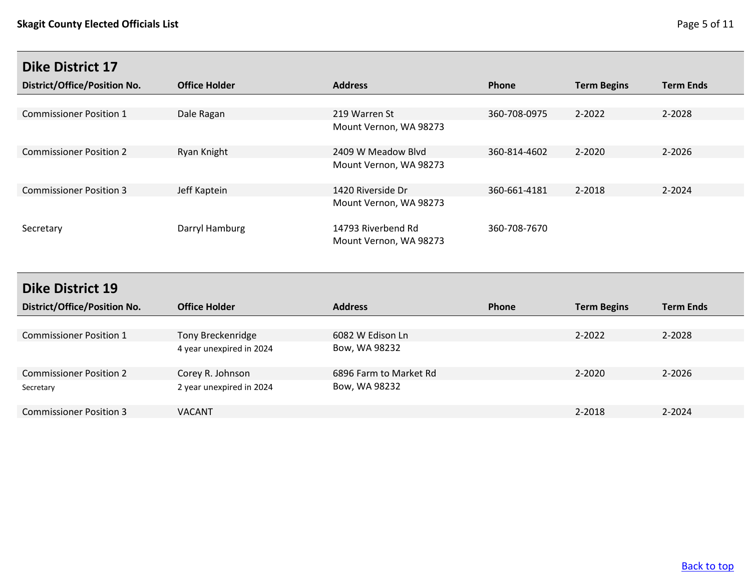## Dike District 17

| District/Office/Position No. | Office Holder | Address | Phone | Term Begins | Term Ends |
|---|---|---|---|---|---|
| Commissioner Position 1 | Dale Ragan | 219 Warren St<br>Mount Vernon, WA 98273 | 360-708-0975 | 2-2022 | 2-2028 |
| Commissioner Position 2 | Ryan Knight | 2409 W Meadow Blvd<br>Mount Vernon, WA 98273 | 360-814-4602 | 2-2020 | 2-2026 |
| Commissioner Position 3 | Jeff Kaptein | 1420 Riverside Dr<br>Mount Vernon, WA 98273 | 360-661-4181 | 2-2018 | 2-2024 |
| Secretary | Darryl Hamburg | 14793 Riverbend Rd<br>Mount Vernon, WA 98273 | 360-708-7670 | | |

## Dike District 19

| District/Office/Position No. | Office Holder | Address | Phone | Term Begins | Term Ends |
|---|---|---|---|---|---|
| Commissioner Position 1 | Tony Breckenridge<br>4 year unexpired in 2024 | 6082 W Edison Ln<br>Bow, WA 98232 | | 2-2022 | 2-2028 |
| Commissioner Position 2<br>Secretary | Corey R. Johnson<br>2 year unexpired in 2024 | 6896 Farm to Market Rd<br>Bow, WA 98232 | | 2-2020 | 2-2026 |
| Commissioner Position 3 | VACANT | | | 2-2018 | 2-2024 |

Back to top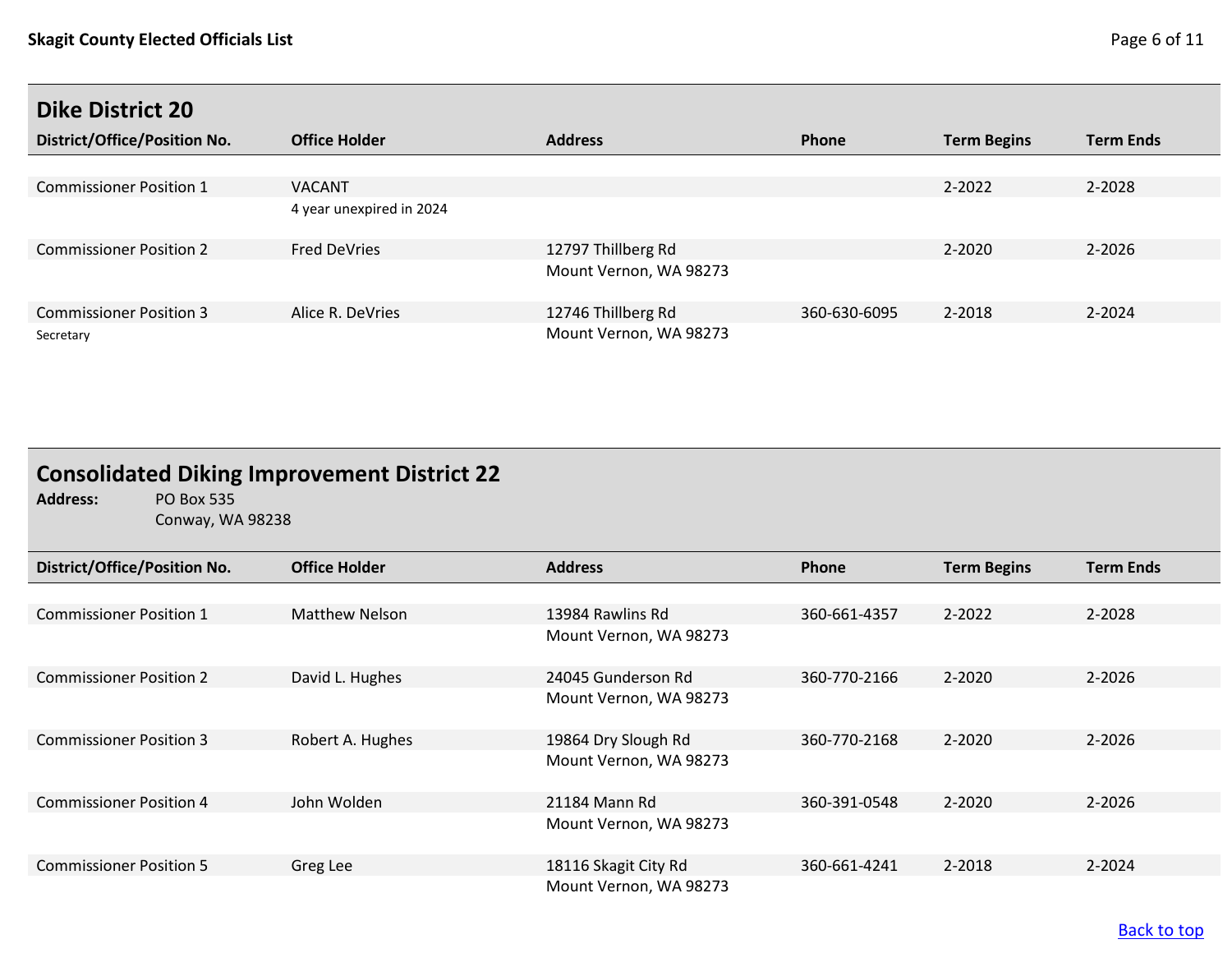## Dike District 20

| District/Office/Position No. | Office Holder | Address | Phone | Term Begins | Term Ends |
|---|---|---|---|---|---|
| Commissioner Position 1 | VACANT<br>4 year unexpired in 2024 | | | 2-2022 | 2-2028 |
| Commissioner Position 2 | Fred DeVries | 12797 Thillberg Rd<br>Mount Vernon, WA 98273 | | 2-2020 | 2-2026 |
| Commissioner Position 3<br>Secretary | Alice R. DeVries | 12746 Thillberg Rd<br>Mount Vernon, WA 98273 | 360-630-6095 | 2-2018 | 2-2024 |

## Consolidated Diking Improvement District 22

**Address:** PO Box 535
Conway, WA 98238

| District/Office/Position No. | Office Holder | Address | Phone | Term Begins | Term Ends |
|---|---|---|---|---|---|
| Commissioner Position 1 | Matthew Nelson | 13984 Rawlins Rd<br>Mount Vernon, WA 98273 | 360-661-4357 | 2-2022 | 2-2028 |
| Commissioner Position 2 | David L. Hughes | 24045 Gunderson Rd<br>Mount Vernon, WA 98273 | 360-770-2166 | 2-2020 | 2-2026 |
| Commissioner Position 3 | Robert A. Hughes | 19864 Dry Slough Rd<br>Mount Vernon, WA 98273 | 360-770-2168 | 2-2020 | 2-2026 |
| Commissioner Position 4 | John Wolden | 21184 Mann Rd<br>Mount Vernon, WA 98273 | 360-391-0548 | 2-2020 | 2-2026 |
| Commissioner Position 5 | Greg Lee | 18116 Skagit City Rd<br>Mount Vernon, WA 98273 | 360-661-4241 | 2-2018 | 2-2024 |

Back to top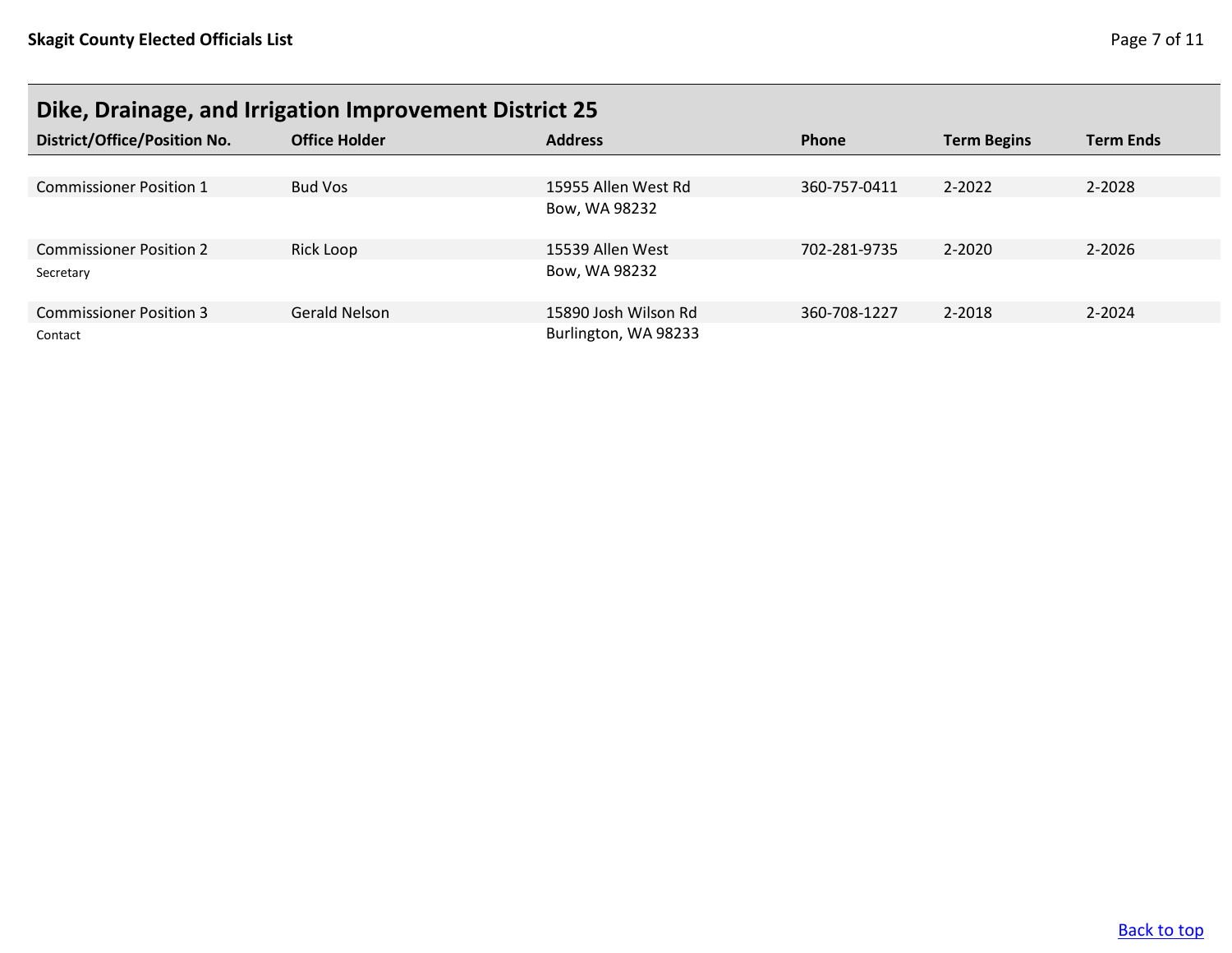## Dike, Drainage, and Irrigation Improvement District 25

| District/Office/Position No. | Office Holder | Address | Phone | Term Begins | Term Ends |
|---|---|---|---|---|---|
| Commissioner Position 1 | Bud Vos | 15955 Allen West Rd<br>Bow, WA 98232 | 360-757-0411 | 2-2022 | 2-2028 |
| Commissioner Position 2<br>Secretary | Rick Loop | 15539 Allen West<br>Bow, WA 98232 | 702-281-9735 | 2-2020 | 2-2026 |
| Commissioner Position 3<br>Contact | Gerald Nelson | 15890 Josh Wilson Rd<br>Burlington, WA 98233 | 360-708-1227 | 2-2018 | 2-2024 |

Back to top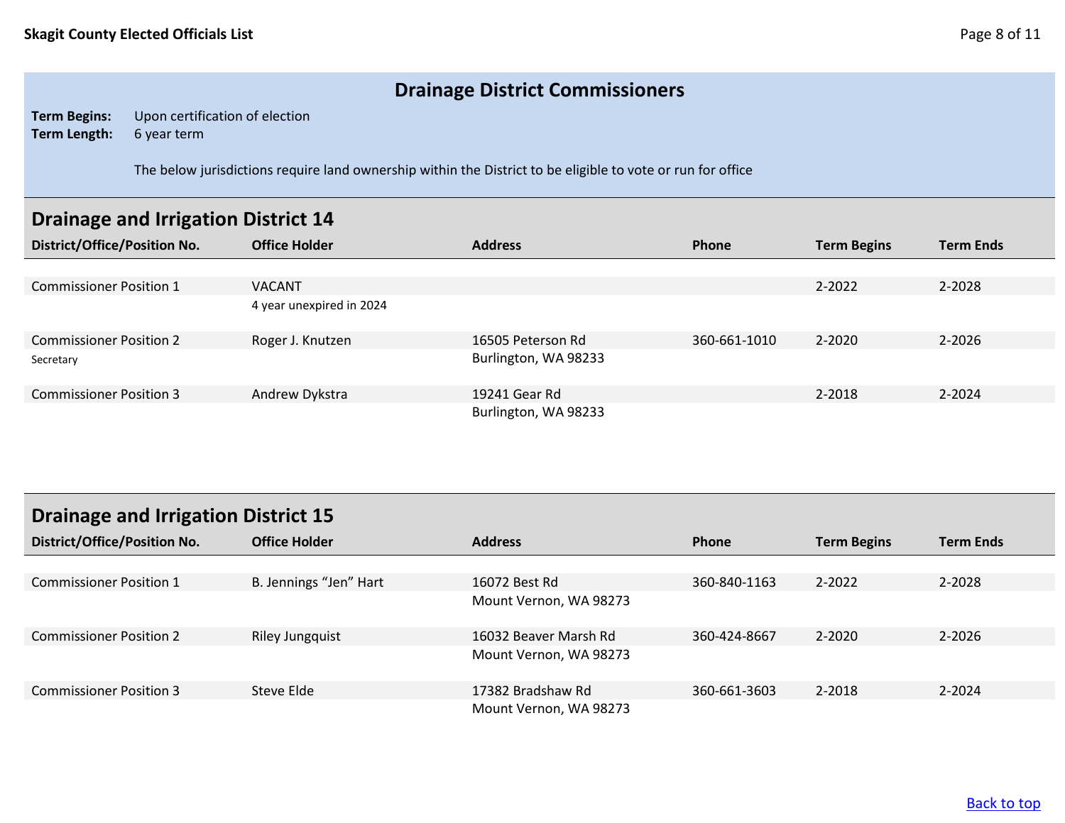# Drainage District Commissioners

**Term Begins:** Upon certification of election
**Term Length:** 6 year term

The below jurisdictions require land ownership within the District to be eligible to vote or run for office

## Drainage and Irrigation District 14

| District/Office/Position No. | Office Holder | Address | Phone | Term Begins | Term Ends |
|---|---|---|---|---|---|
| Commissioner Position 1 | VACANT<br>4 year unexpired in 2024 | | | 2-2022 | 2-2028 |
| Commissioner Position 2<br>Secretary | Roger J. Knutzen | 16505 Peterson Rd<br>Burlington, WA 98233 | 360-661-1010 | 2-2020 | 2-2026 |
| Commissioner Position 3 | Andrew Dykstra | 19241 Gear Rd<br>Burlington, WA 98233 | | 2-2018 | 2-2024 |

## Drainage and Irrigation District 15

| District/Office/Position No. | Office Holder | Address | Phone | Term Begins | Term Ends |
|---|---|---|---|---|---|
| Commissioner Position 1 | B. Jennings “Jen” Hart | 16072 Best Rd<br>Mount Vernon, WA 98273 | 360-840-1163 | 2-2022 | 2-2028 |
| Commissioner Position 2 | Riley Jungquist | 16032 Beaver Marsh Rd<br>Mount Vernon, WA 98273 | 360-424-8667 | 2-2020 | 2-2026 |
| Commissioner Position 3 | Steve Elde | 17382 Bradshaw Rd<br>Mount Vernon, WA 98273 | 360-661-3603 | 2-2018 | 2-2024 |

Back to top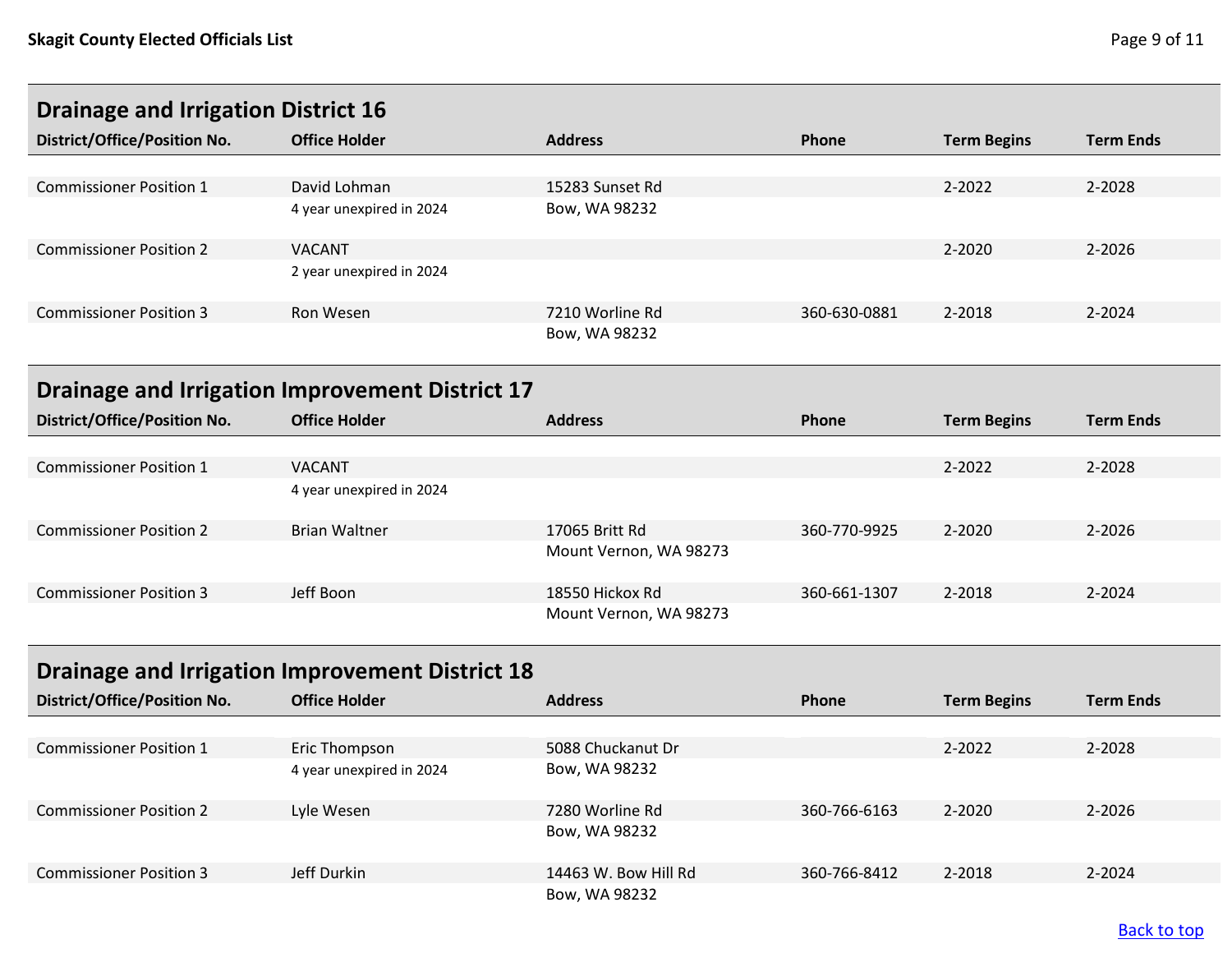## Drainage and Irrigation District 16

| District/Office/Position No. | Office Holder | Address | Phone | Term Begins | Term Ends |
|---|---|---|---|---|---|
| Commissioner Position 1 | David Lohman<br>4 year unexpired in 2024 | 15283 Sunset Rd<br>Bow, WA 98232 | | 2-2022 | 2-2028 |
| Commissioner Position 2 | VACANT<br>2 year unexpired in 2024 | | | 2-2020 | 2-2026 |
| Commissioner Position 3 | Ron Wesen | 7210 Worline Rd<br>Bow, WA 98232 | 360-630-0881 | 2-2018 | 2-2024 |

## Drainage and Irrigation Improvement District 17

| District/Office/Position No. | Office Holder | Address | Phone | Term Begins | Term Ends |
|---|---|---|---|---|---|
| Commissioner Position 1 | VACANT<br>4 year unexpired in 2024 | | | 2-2022 | 2-2028 |
| Commissioner Position 2 | Brian Waltner | 17065 Britt Rd<br>Mount Vernon, WA 98273 | 360-770-9925 | 2-2020 | 2-2026 |
| Commissioner Position 3 | Jeff Boon | 18550 Hickox Rd<br>Mount Vernon, WA 98273 | 360-661-1307 | 2-2018 | 2-2024 |

## Drainage and Irrigation Improvement District 18

| District/Office/Position No. | Office Holder | Address | Phone | Term Begins | Term Ends |
|---|---|---|---|---|---|
| Commissioner Position 1 | Eric Thompson<br>4 year unexpired in 2024 | 5088 Chuckanut Dr<br>Bow, WA 98232 | | 2-2022 | 2-2028 |
| Commissioner Position 2 | Lyle Wesen | 7280 Worline Rd<br>Bow, WA 98232 | 360-766-6163 | 2-2020 | 2-2026 |
| Commissioner Position 3 | Jeff Durkin | 14463 W. Bow Hill Rd<br>Bow, WA 98232 | 360-766-8412 | 2-2018 | 2-2024 |

Back to top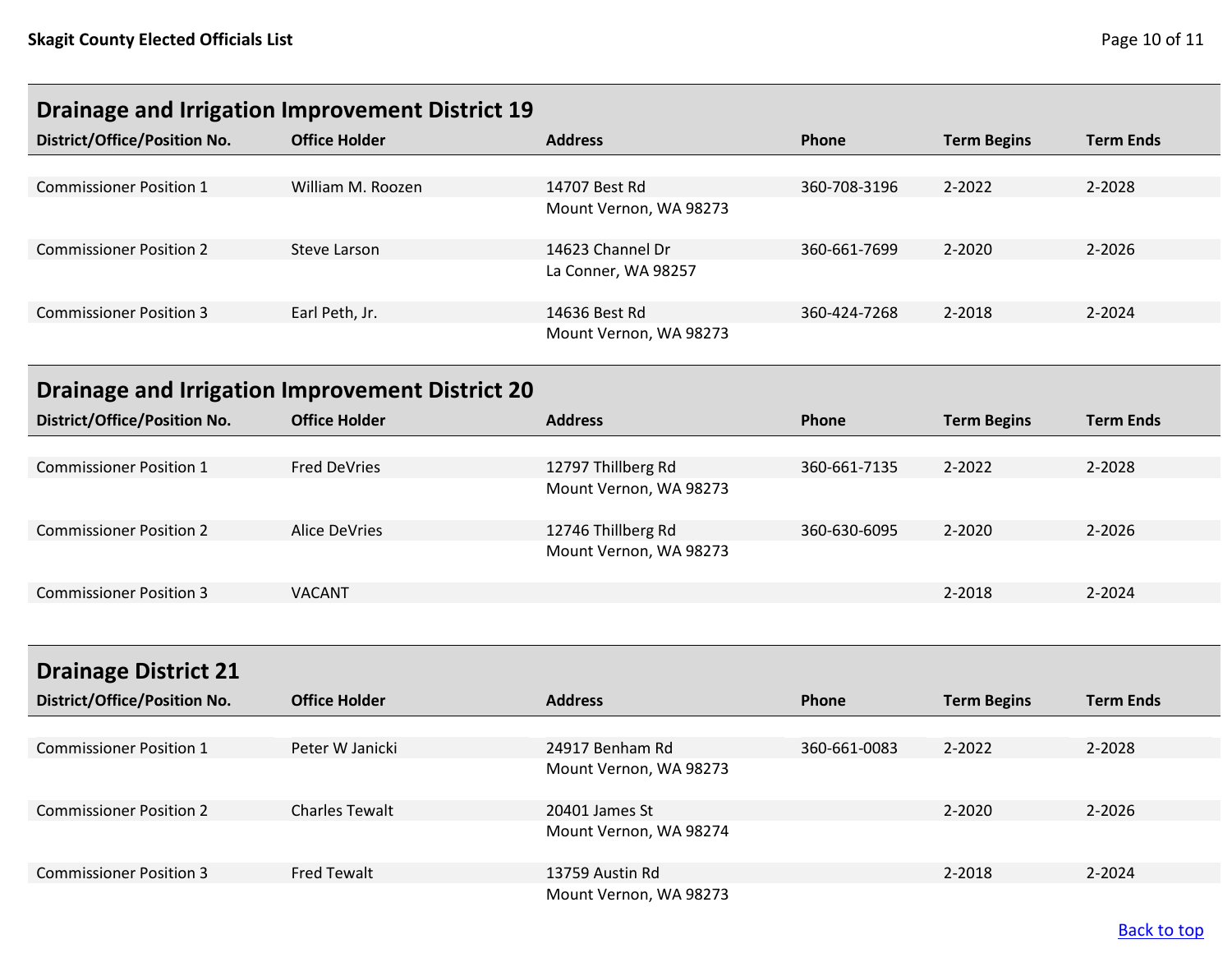## Drainage and Irrigation Improvement District 19

| District/Office/Position No. | Office Holder | Address | Phone | Term Begins | Term Ends |
|---|---|---|---|---|---|
| Commissioner Position 1 | William M. Roozen | 14707 Best Rd<br>Mount Vernon, WA 98273 | 360-708-3196 | 2-2022 | 2-2028 |
| Commissioner Position 2 | Steve Larson | 14623 Channel Dr<br>La Conner, WA 98257 | 360-661-7699 | 2-2020 | 2-2026 |
| Commissioner Position 3 | Earl Peth, Jr. | 14636 Best Rd<br>Mount Vernon, WA 98273 | 360-424-7268 | 2-2018 | 2-2024 |

## Drainage and Irrigation Improvement District 20

| District/Office/Position No. | Office Holder | Address | Phone | Term Begins | Term Ends |
|---|---|---|---|---|---|
| Commissioner Position 1 | Fred DeVries | 12797 Thillberg Rd<br>Mount Vernon, WA 98273 | 360-661-7135 | 2-2022 | 2-2028 |
| Commissioner Position 2 | Alice DeVries | 12746 Thillberg Rd<br>Mount Vernon, WA 98273 | 360-630-6095 | 2-2020 | 2-2026 |
| Commissioner Position 3 | VACANT | | | 2-2018 | 2-2024 |

## Drainage District 21

| District/Office/Position No. | Office Holder | Address | Phone | Term Begins | Term Ends |
|---|---|---|---|---|---|
| Commissioner Position 1 | Peter W Janicki | 24917 Benham Rd<br>Mount Vernon, WA 98273 | 360-661-0083 | 2-2022 | 2-2028 |
| Commissioner Position 2 | Charles Tewalt | 20401 James St<br>Mount Vernon, WA 98274 | | 2-2020 | 2-2026 |
| Commissioner Position 3 | Fred Tewalt | 13759 Austin Rd<br>Mount Vernon, WA 98273 | | 2-2018 | 2-2024 |

Back to top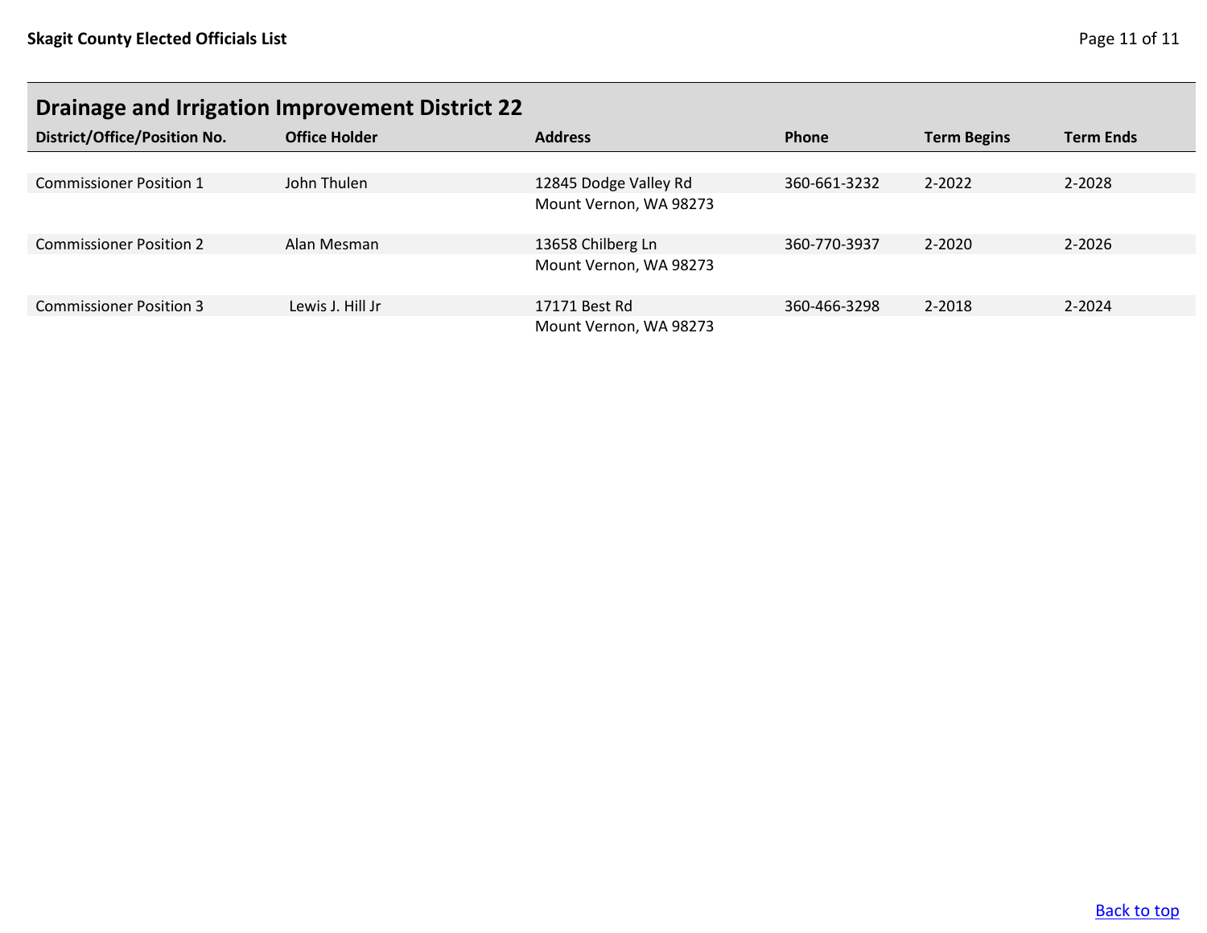## Drainage and Irrigation Improvement District 22

| District/Office/Position No. | Office Holder | Address | Phone | Term Begins | Term Ends |
|---|---|---|---|---|---|
| Commissioner Position 1 | John Thulen | 12845 Dodge Valley Rd<br>Mount Vernon, WA 98273 | 360-661-3232 | 2-2022 | 2-2028 |
| Commissioner Position 2 | Alan Mesman | 13658 Chilberg Ln<br>Mount Vernon, WA 98273 | 360-770-3937 | 2-2020 | 2-2026 |
| Commissioner Position 3 | Lewis J. Hill Jr | 17171 Best Rd<br>Mount Vernon, WA 98273 | 360-466-3298 | 2-2018 | 2-2024 |

Back to top